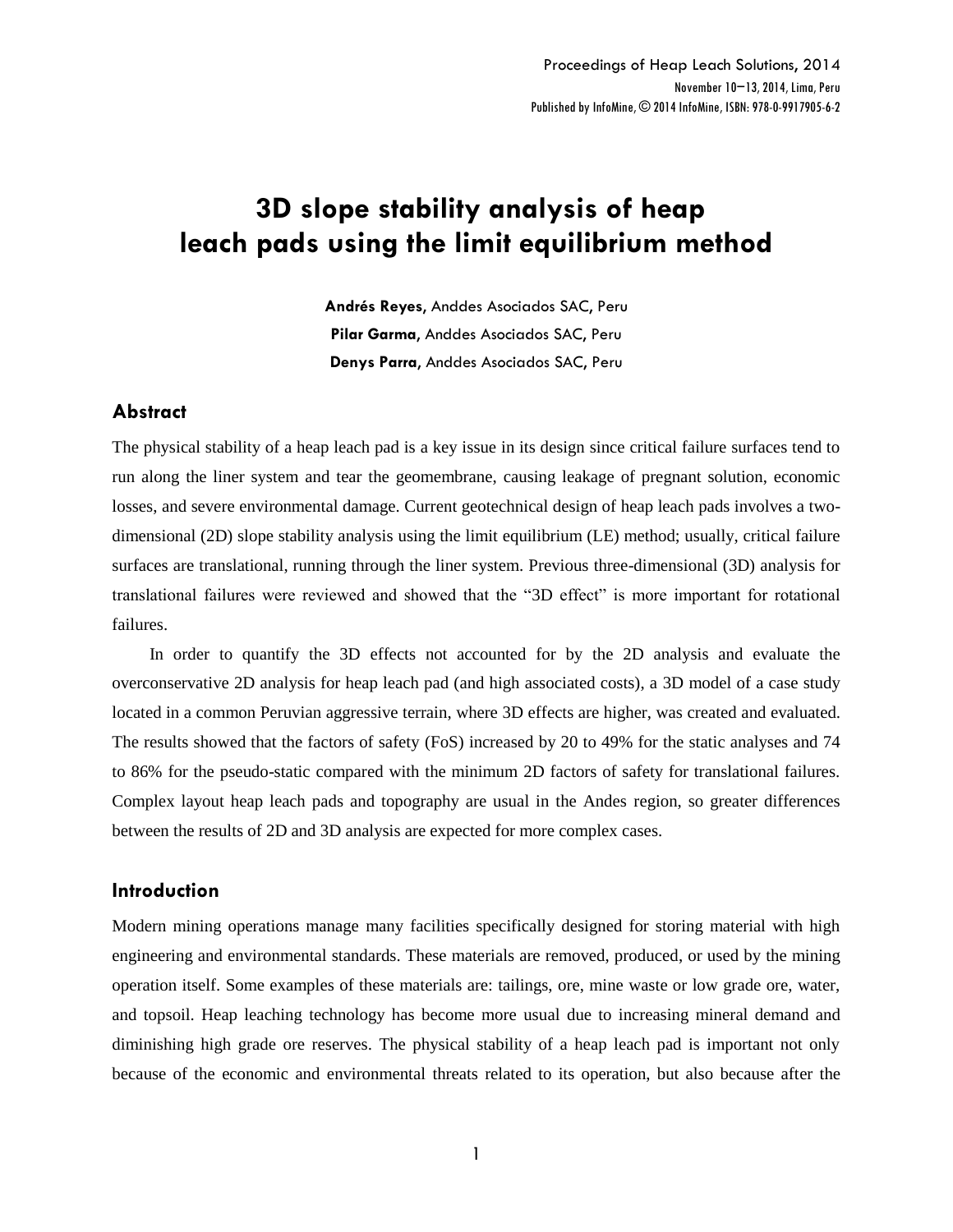# 3D slope stability analysis of heap leach pads using the limit equilibrium method

**Andrés Reyes,** Anddes Asociados SAC, Peru

**Pilar Garma,** Anddes Asociados SAC, Peru

**Denys Parra,** Anddes Asociados SAC, Peru

## Abstract

The physical stability of a heap leach pad is a key issue in its design since critical failure surfaces tend to run along the liner system and tear the geomembrane, causing leakage of pregnant solution, economic losses, and severe environmental damage. Current geotechnical design of heap leach pads involves a two-dimensional (2D) slope stability analysis using the limit equilibrium (LE) method; usually, critical failure surfaces are translational, running through the liner system. Previous three-dimensional (3D) analysis for translational failures were reviewed and showed that the "3D effect" is more important for rotational failures.

In order to quantify the 3D effects not accounted for by the 2D analysis and evaluate the overconservative 2D analysis for heap leach pad (and high associated costs), a 3D model of a case study located in a common Peruvian aggressive terrain, where 3D effects are higher, was created and evaluated. The results showed that the factors of safety (FoS) increased by 20 to 49% for the static analyses and 74 to 86% for the pseudo-static compared with the minimum 2D factors of safety for translational failures. Complex layout heap leach pads and topography are usual in the Andes region, so greater differences between the results of 2D and 3D analysis are expected for more complex cases.

## Introduction

Modern mining operations manage many facilities specifically designed for storing material with high engineering and environmental standards. These materials are removed, produced, or used by the mining operation itself. Some examples of these materials are: tailings, ore, mine waste or low grade ore, water, and topsoil. Heap leaching technology has become more usual due to increasing mineral demand and diminishing high grade ore reserves. The physical stability of a heap leach pad is important not only because of the economic and environmental threats related to its operation, but also because after the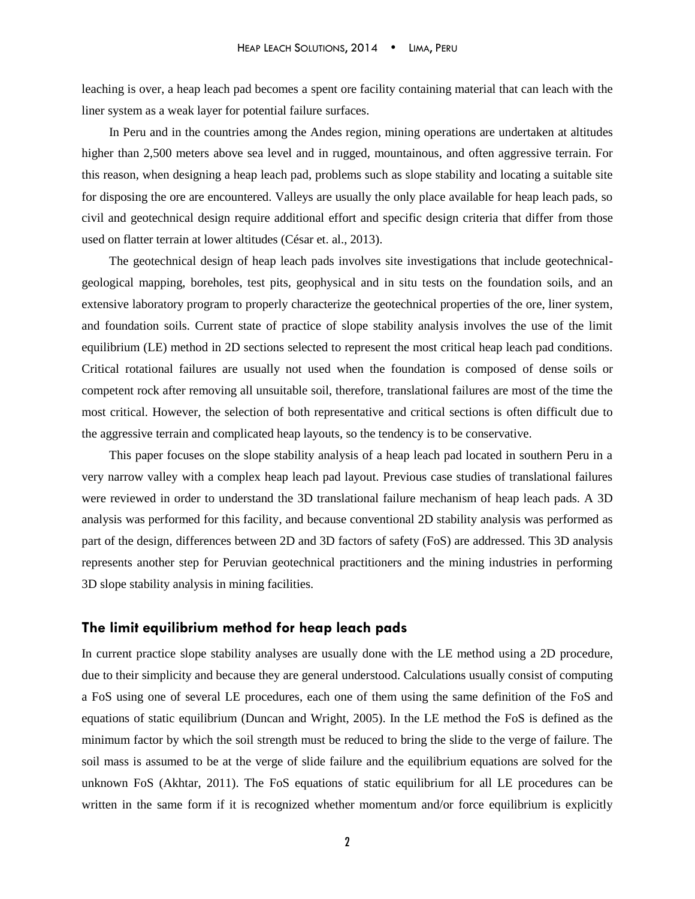leaching is over, a heap leach pad becomes a spent ore facility containing material that can leach with the liner system as a weak layer for potential failure surfaces.

In Peru and in the countries among the Andes region, mining operations are undertaken at altitudes higher than 2,500 meters above sea level and in rugged, mountainous, and often aggressive terrain. For this reason, when designing a heap leach pad, problems such as slope stability and locating a suitable site for disposing the ore are encountered. Valleys are usually the only place available for heap leach pads, so civil and geotechnical design require additional effort and specific design criteria that differ from those used on flatter terrain at lower altitudes (César et. al., 2013).

The geotechnical design of heap leach pads involves site investigations that include geotechnical-geological mapping, boreholes, test pits, geophysical and in situ tests on the foundation soils, and an extensive laboratory program to properly characterize the geotechnical properties of the ore, liner system, and foundation soils. Current state of practice of slope stability analysis involves the use of the limit equilibrium (LE) method in 2D sections selected to represent the most critical heap leach pad conditions. Critical rotational failures are usually not used when the foundation is composed of dense soils or competent rock after removing all unsuitable soil, therefore, translational failures are most of the time the most critical. However, the selection of both representative and critical sections is often difficult due to the aggressive terrain and complicated heap layouts, so the tendency is to be conservative.

This paper focuses on the slope stability analysis of a heap leach pad located in southern Peru in a very narrow valley with a complex heap leach pad layout. Previous case studies of translational failures were reviewed in order to understand the 3D translational failure mechanism of heap leach pads. A 3D analysis was performed for this facility, and because conventional 2D stability analysis was performed as part of the design, differences between 2D and 3D factors of safety (FoS) are addressed. This 3D analysis represents another step for Peruvian geotechnical practitioners and the mining industries in performing 3D slope stability analysis in mining facilities.

## The limit equilibrium method for heap leach pads

In current practice slope stability analyses are usually done with the LE method using a 2D procedure, due to their simplicity and because they are general understood. Calculations usually consist of computing a FoS using one of several LE procedures, each one of them using the same definition of the FoS and equations of static equilibrium (Duncan and Wright, 2005). In the LE method the FoS is defined as the minimum factor by which the soil strength must be reduced to bring the slide to the verge of failure. The soil mass is assumed to be at the verge of slide failure and the equilibrium equations are solved for the unknown FoS (Akhtar, 2011). The FoS equations of static equilibrium for all LE procedures can be written in the same form if it is recognized whether momentum and/or force equilibrium is explicitly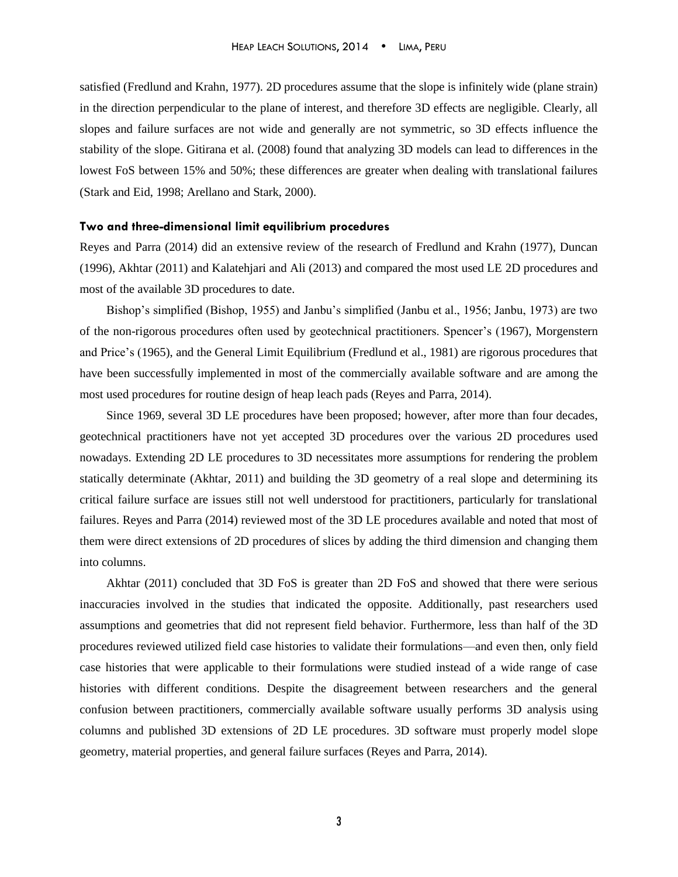satisfied (Fredlund and Krahn, 1977). 2D procedures assume that the slope is infinitely wide (plane strain) in the direction perpendicular to the plane of interest, and therefore 3D effects are negligible. Clearly, all slopes and failure surfaces are not wide and generally are not symmetric, so 3D effects influence the stability of the slope. Gitirana et al. (2008) found that analyzing 3D models can lead to differences in the lowest FoS between 15% and 50%; these differences are greater when dealing with translational failures (Stark and Eid, 1998; Arellano and Stark, 2000).

### Two and three-dimensional limit equilibrium procedures

Reyes and Parra (2014) did an extensive review of the research of Fredlund and Krahn (1977), Duncan (1996), Akhtar (2011) and Kalatehjari and Ali (2013) and compared the most used LE 2D procedures and most of the available 3D procedures to date.

Bishop's simplified (Bishop, 1955) and Janbu's simplified (Janbu et al., 1956; Janbu, 1973) are two of the non-rigorous procedures often used by geotechnical practitioners. Spencer's (1967), Morgenstern and Price's (1965), and the General Limit Equilibrium (Fredlund et al., 1981) are rigorous procedures that have been successfully implemented in most of the commercially available software and are among the most used procedures for routine design of heap leach pads (Reyes and Parra, 2014).

Since 1969, several 3D LE procedures have been proposed; however, after more than four decades, geotechnical practitioners have not yet accepted 3D procedures over the various 2D procedures used nowadays. Extending 2D LE procedures to 3D necessitates more assumptions for rendering the problem statically determinate (Akhtar, 2011) and building the 3D geometry of a real slope and determining its critical failure surface are issues still not well understood for practitioners, particularly for translational failures. Reyes and Parra (2014) reviewed most of the 3D LE procedures available and noted that most of them were direct extensions of 2D procedures of slices by adding the third dimension and changing them into columns.

Akhtar (2011) concluded that 3D FoS is greater than 2D FoS and showed that there were serious inaccuracies involved in the studies that indicated the opposite. Additionally, past researchers used assumptions and geometries that did not represent field behavior. Furthermore, less than half of the 3D procedures reviewed utilized field case histories to validate their formulations—and even then, only field case histories that were applicable to their formulations were studied instead of a wide range of case histories with different conditions. Despite the disagreement between researchers and the general confusion between practitioners, commercially available software usually performs 3D analysis using columns and published 3D extensions of 2D LE procedures. 3D software must properly model slope geometry, material properties, and general failure surfaces (Reyes and Parra, 2014).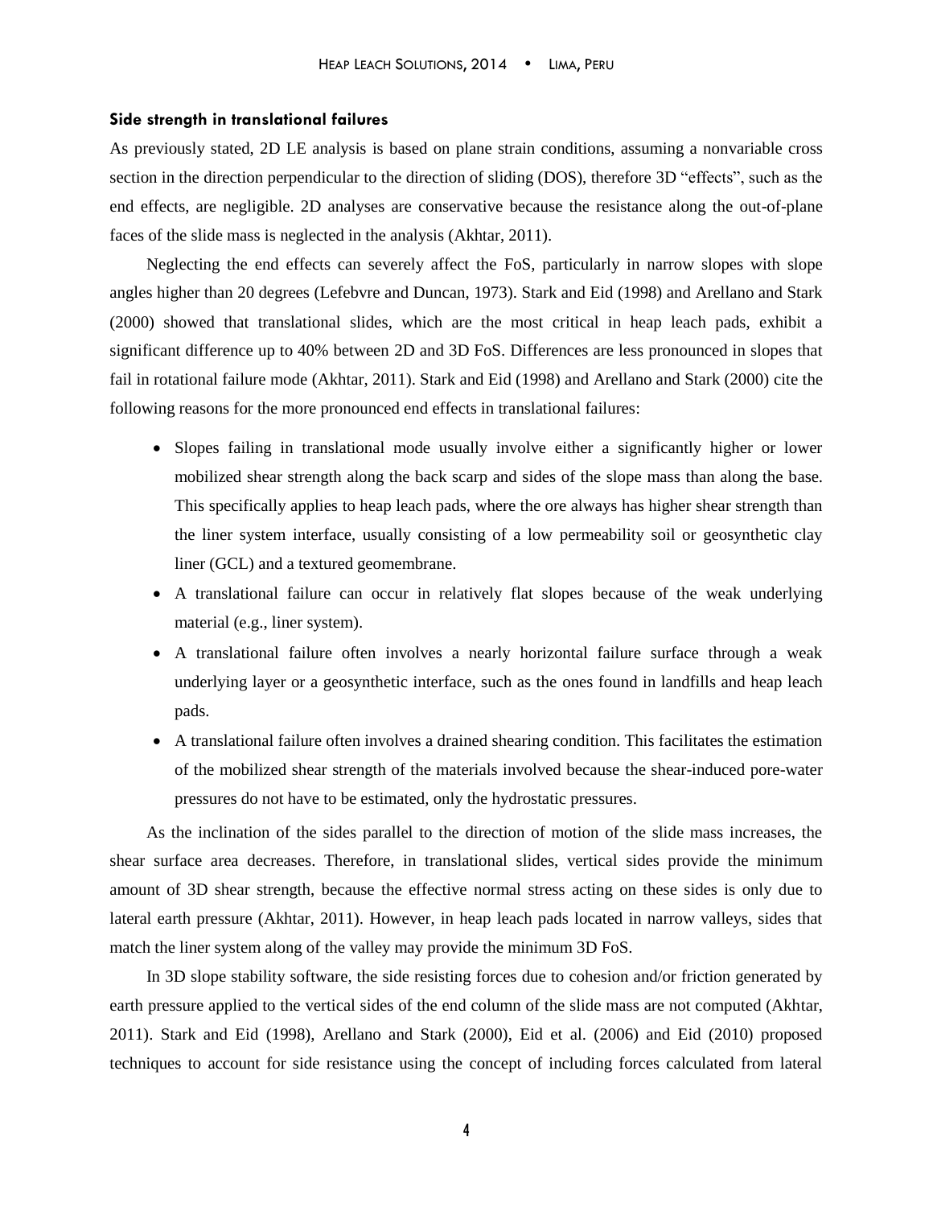### Side strength in translational failures

As previously stated, 2D LE analysis is based on plane strain conditions, assuming a nonvariable cross section in the direction perpendicular to the direction of sliding (DOS), therefore 3D "effects", such as the end effects, are negligible. 2D analyses are conservative because the resistance along the out-of-plane faces of the slide mass is neglected in the analysis (Akhtar, 2011).

Neglecting the end effects can severely affect the FoS, particularly in narrow slopes with slope angles higher than 20 degrees (Lefebvre and Duncan, 1973). Stark and Eid (1998) and Arellano and Stark (2000) showed that translational slides, which are the most critical in heap leach pads, exhibit a significant difference up to 40% between 2D and 3D FoS. Differences are less pronounced in slopes that fail in rotational failure mode (Akhtar, 2011). Stark and Eid (1998) and Arellano and Stark (2000) cite the following reasons for the more pronounced end effects in translational failures:

- Slopes failing in translational mode usually involve either a significantly higher or lower mobilized shear strength along the back scarp and sides of the slope mass than along the base. This specifically applies to heap leach pads, where the ore always has higher shear strength than the liner system interface, usually consisting of a low permeability soil or geosynthetic clay liner (GCL) and a textured geomembrane.
- A translational failure can occur in relatively flat slopes because of the weak underlying material (e.g., liner system).
- A translational failure often involves a nearly horizontal failure surface through a weak underlying layer or a geosynthetic interface, such as the ones found in landfills and heap leach pads.
- A translational failure often involves a drained shearing condition. This facilitates the estimation of the mobilized shear strength of the materials involved because the shear-induced pore-water pressures do not have to be estimated, only the hydrostatic pressures.

As the inclination of the sides parallel to the direction of motion of the slide mass increases, the shear surface area decreases. Therefore, in translational slides, vertical sides provide the minimum amount of 3D shear strength, because the effective normal stress acting on these sides is only due to lateral earth pressure (Akhtar, 2011). However, in heap leach pads located in narrow valleys, sides that match the liner system along of the valley may provide the minimum 3D FoS.

In 3D slope stability software, the side resisting forces due to cohesion and/or friction generated by earth pressure applied to the vertical sides of the end column of the slide mass are not computed (Akhtar, 2011). Stark and Eid (1998), Arellano and Stark (2000), Eid et al. (2006) and Eid (2010) proposed techniques to account for side resistance using the concept of including forces calculated from lateral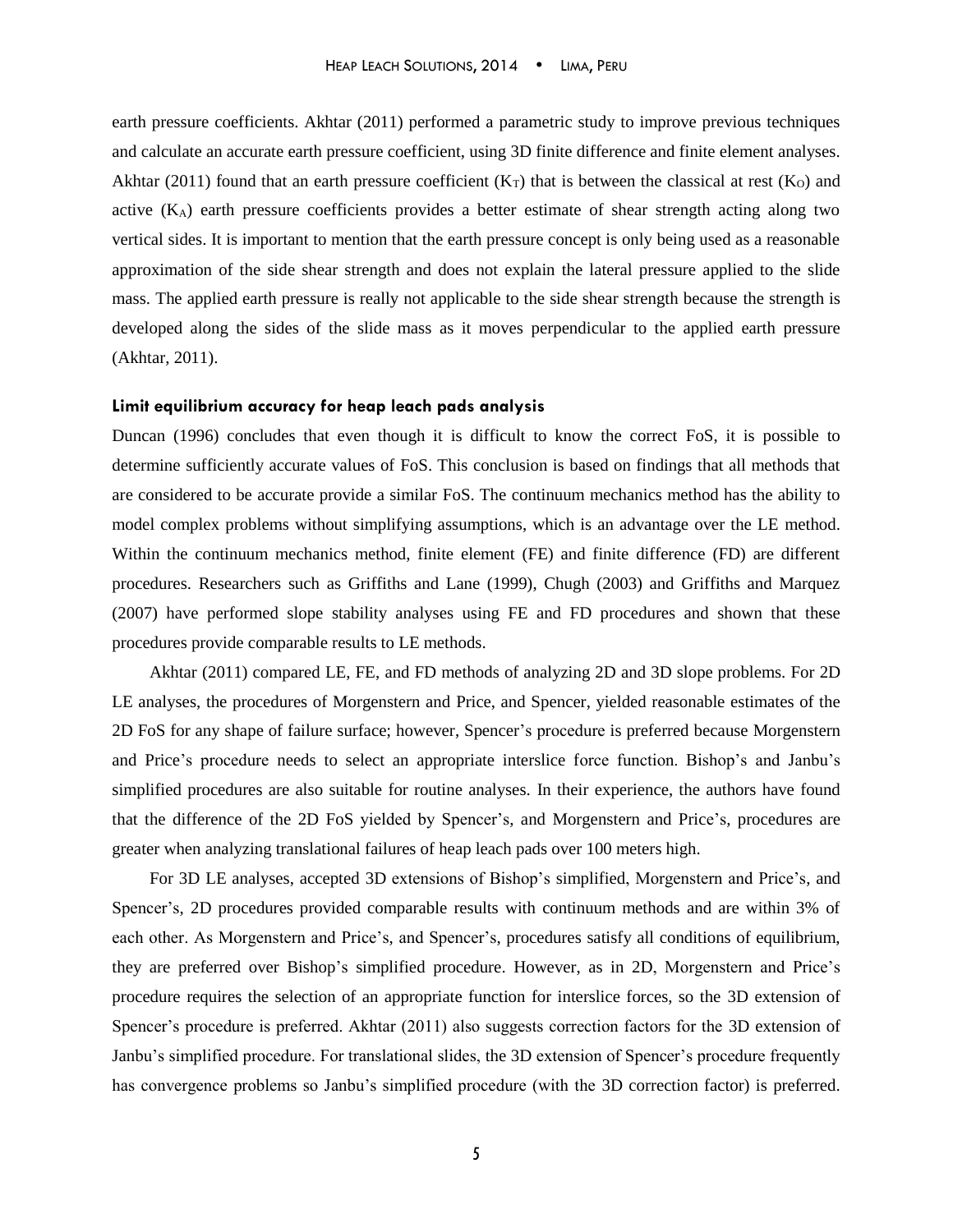earth pressure coefficients. Akhtar (2011) performed a parametric study to improve previous techniques and calculate an accurate earth pressure coefficient, using 3D finite difference and finite element analyses. Akhtar (2011) found that an earth pressure coefficient ($K_T$) that is between the classical at rest ($K_O$) and active ($K_A$) earth pressure coefficients provides a better estimate of shear strength acting along two vertical sides. It is important to mention that the earth pressure concept is only being used as a reasonable approximation of the side shear strength and does not explain the lateral pressure applied to the slide mass. The applied earth pressure is really not applicable to the side shear strength because the strength is developed along the sides of the slide mass as it moves perpendicular to the applied earth pressure (Akhtar, 2011).

### Limit equilibrium accuracy for heap leach pads analysis

Duncan (1996) concludes that even though it is difficult to know the correct FoS, it is possible to determine sufficiently accurate values of FoS. This conclusion is based on findings that all methods that are considered to be accurate provide a similar FoS. The continuum mechanics method has the ability to model complex problems without simplifying assumptions, which is an advantage over the LE method. Within the continuum mechanics method, finite element (FE) and finite difference (FD) are different procedures. Researchers such as Griffiths and Lane (1999), Chugh (2003) and Griffiths and Marquez (2007) have performed slope stability analyses using FE and FD procedures and shown that these procedures provide comparable results to LE methods.

Akhtar (2011) compared LE, FE, and FD methods of analyzing 2D and 3D slope problems. For 2D LE analyses, the procedures of Morgenstern and Price, and Spencer, yielded reasonable estimates of the 2D FoS for any shape of failure surface; however, Spencer's procedure is preferred because Morgenstern and Price's procedure needs to select an appropriate interslice force function. Bishop's and Janbu's simplified procedures are also suitable for routine analyses. In their experience, the authors have found that the difference of the 2D FoS yielded by Spencer's, and Morgenstern and Price's, procedures are greater when analyzing translational failures of heap leach pads over 100 meters high.

For 3D LE analyses, accepted 3D extensions of Bishop's simplified, Morgenstern and Price's, and Spencer's, 2D procedures provided comparable results with continuum methods and are within 3% of each other. As Morgenstern and Price's, and Spencer's, procedures satisfy all conditions of equilibrium, they are preferred over Bishop's simplified procedure. However, as in 2D, Morgenstern and Price's procedure requires the selection of an appropriate function for interslice forces, so the 3D extension of Spencer's procedure is preferred. Akhtar (2011) also suggests correction factors for the 3D extension of Janbu's simplified procedure. For translational slides, the 3D extension of Spencer's procedure frequently has convergence problems so Janbu's simplified procedure (with the 3D correction factor) is preferred.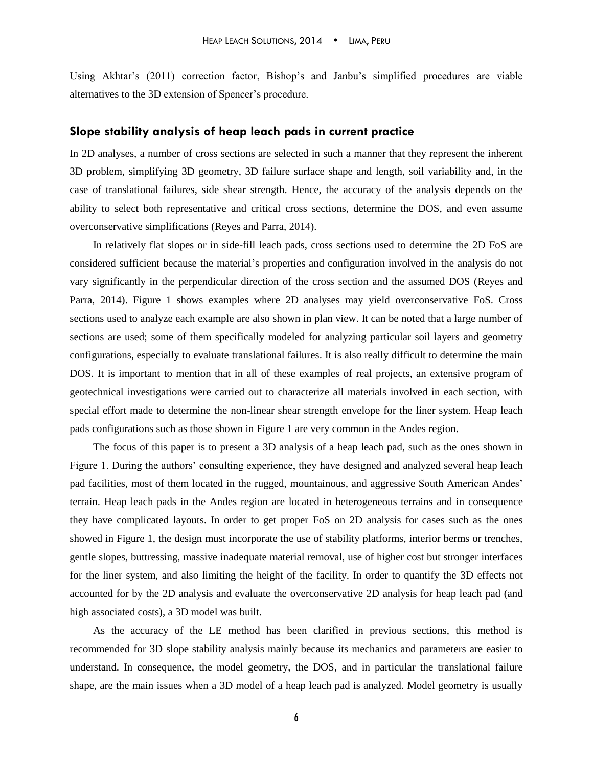Using Akhtar's (2011) correction factor, Bishop's and Janbu's simplified procedures are viable alternatives to the 3D extension of Spencer's procedure.

## Slope stability analysis of heap leach pads in current practice

In 2D analyses, a number of cross sections are selected in such a manner that they represent the inherent 3D problem, simplifying 3D geometry, 3D failure surface shape and length, soil variability and, in the case of translational failures, side shear strength. Hence, the accuracy of the analysis depends on the ability to select both representative and critical cross sections, determine the DOS, and even assume overconservative simplifications (Reyes and Parra, 2014).

In relatively flat slopes or in side-fill leach pads, cross sections used to determine the 2D FoS are considered sufficient because the material's properties and configuration involved in the analysis do not vary significantly in the perpendicular direction of the cross section and the assumed DOS (Reyes and Parra, 2014). Figure 1 shows examples where 2D analyses may yield overconservative FoS. Cross sections used to analyze each example are also shown in plan view. It can be noted that a large number of sections are used; some of them specifically modeled for analyzing particular soil layers and geometry configurations, especially to evaluate translational failures. It is also really difficult to determine the main DOS. It is important to mention that in all of these examples of real projects, an extensive program of geotechnical investigations were carried out to characterize all materials involved in each section, with special effort made to determine the non-linear shear strength envelope for the liner system. Heap leach pads configurations such as those shown in Figure 1 are very common in the Andes region.

The focus of this paper is to present a 3D analysis of a heap leach pad, such as the ones shown in Figure 1. During the authors' consulting experience, they have designed and analyzed several heap leach pad facilities, most of them located in the rugged, mountainous, and aggressive South American Andes' terrain. Heap leach pads in the Andes region are located in heterogeneous terrains and in consequence they have complicated layouts. In order to get proper FoS on 2D analysis for cases such as the ones showed in Figure 1, the design must incorporate the use of stability platforms, interior berms or trenches, gentle slopes, buttressing, massive inadequate material removal, use of higher cost but stronger interfaces for the liner system, and also limiting the height of the facility. In order to quantify the 3D effects not accounted for by the 2D analysis and evaluate the overconservative 2D analysis for heap leach pad (and high associated costs), a 3D model was built.

As the accuracy of the LE method has been clarified in previous sections, this method is recommended for 3D slope stability analysis mainly because its mechanics and parameters are easier to understand. In consequence, the model geometry, the DOS, and in particular the translational failure shape, are the main issues when a 3D model of a heap leach pad is analyzed. Model geometry is usually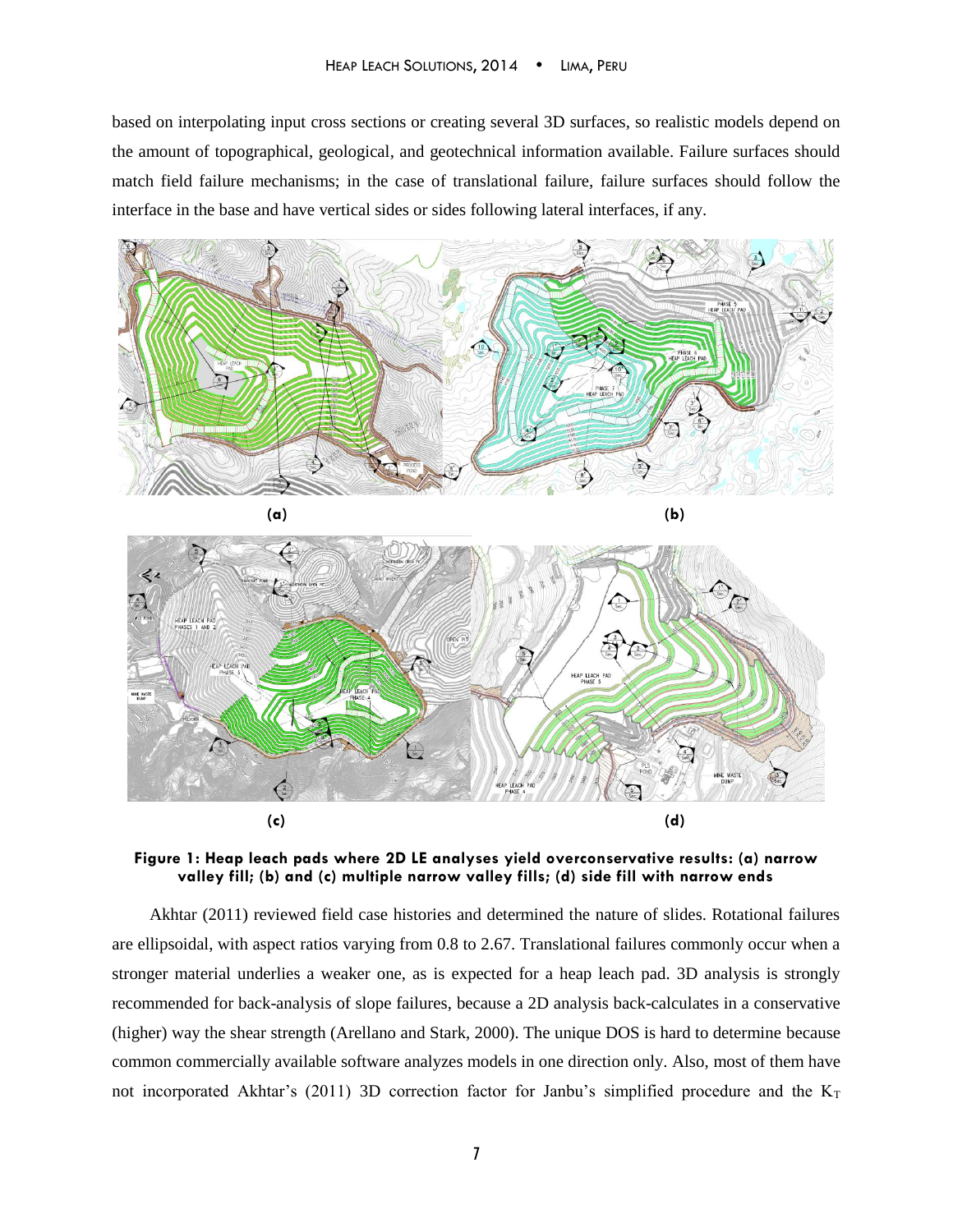based on interpolating input cross sections or creating several 3D surfaces, so realistic models depend on the amount of topographical, geological, and geotechnical information available. Failure surfaces should match field failure mechanisms; in the case of translational failure, failure surfaces should follow the interface in the base and have vertical sides or sides following lateral interfaces, if any.

**(a)** **(b)**

**(c)** **(d)**

**Figure 1: Heap leach pads where 2D LE analyses yield overconservative results: (a) narrow valley fill; (b) and (c) multiple narrow valley fills; (d) side fill with narrow ends**

Akhtar (2011) reviewed field case histories and determined the nature of slides. Rotational failures are ellipsoidal, with aspect ratios varying from 0.8 to 2.67. Translational failures commonly occur when a stronger material underlies a weaker one, as is expected for a heap leach pad. 3D analysis is strongly recommended for back-analysis of slope failures, because a 2D analysis back-calculates in a conservative (higher) way the shear strength (Arellano and Stark, 2000). The unique DOS is hard to determine because common commercially available software analyzes models in one direction only. Also, most of them have not incorporated Akhtar's (2011) 3D correction factor for Janbu's simplified procedure and the $K_T$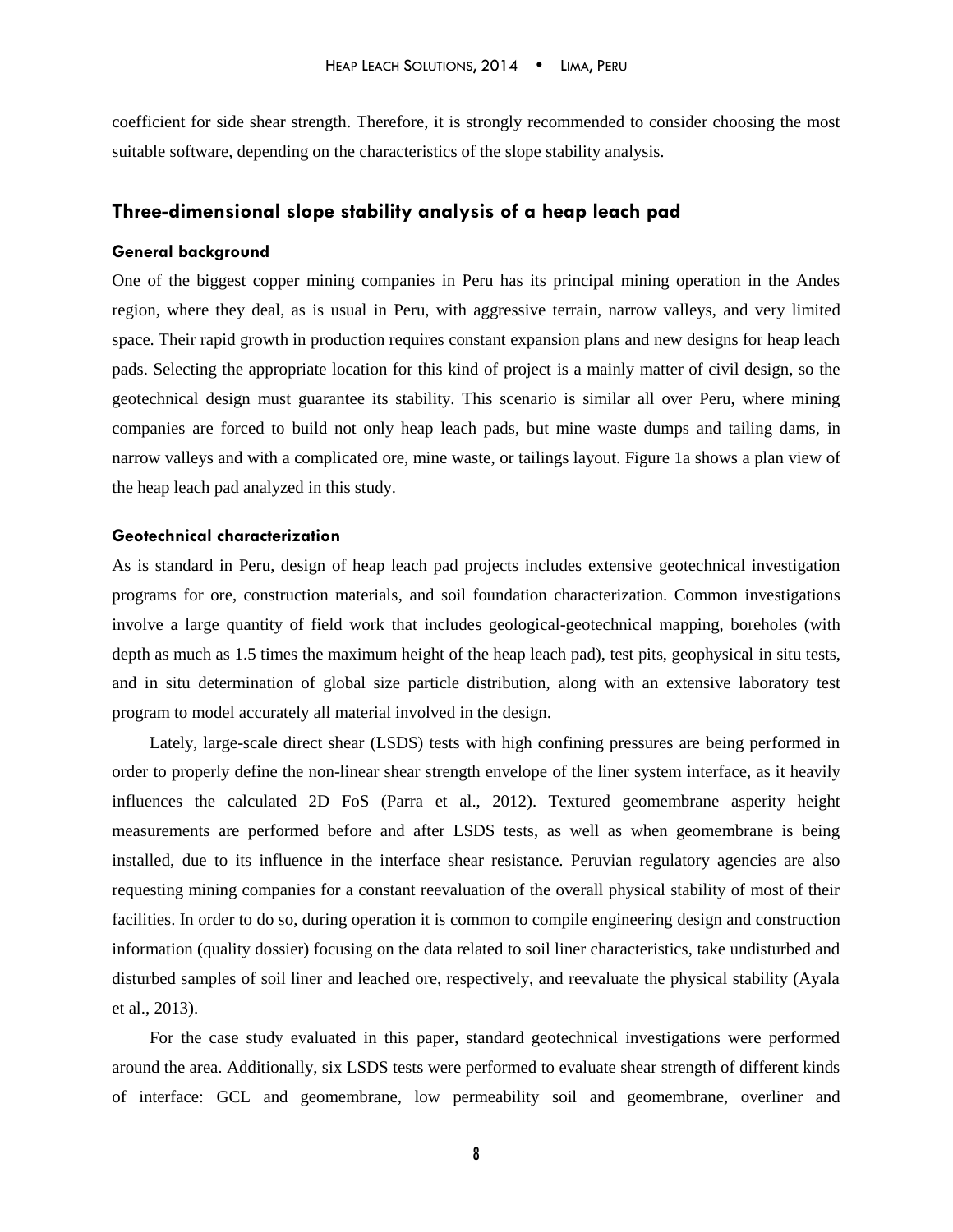coefficient for side shear strength. Therefore, it is strongly recommended to consider choosing the most suitable software, depending on the characteristics of the slope stability analysis.

## Three-dimensional slope stability analysis of a heap leach pad

### General background

One of the biggest copper mining companies in Peru has its principal mining operation in the Andes region, where they deal, as is usual in Peru, with aggressive terrain, narrow valleys, and very limited space. Their rapid growth in production requires constant expansion plans and new designs for heap leach pads. Selecting the appropriate location for this kind of project is a mainly matter of civil design, so the geotechnical design must guarantee its stability. This scenario is similar all over Peru, where mining companies are forced to build not only heap leach pads, but mine waste dumps and tailing dams, in narrow valleys and with a complicated ore, mine waste, or tailings layout. Figure 1a shows a plan view of the heap leach pad analyzed in this study.

### Geotechnical characterization

As is standard in Peru, design of heap leach pad projects includes extensive geotechnical investigation programs for ore, construction materials, and soil foundation characterization. Common investigations involve a large quantity of field work that includes geological-geotechnical mapping, boreholes (with depth as much as 1.5 times the maximum height of the heap leach pad), test pits, geophysical in situ tests, and in situ determination of global size particle distribution, along with an extensive laboratory test program to model accurately all material involved in the design.

Lately, large-scale direct shear (LSDS) tests with high confining pressures are being performed in order to properly define the non-linear shear strength envelope of the liner system interface, as it heavily influences the calculated 2D FoS (Parra et al., 2012). Textured geomembrane asperity height measurements are performed before and after LSDS tests, as well as when geomembrane is being installed, due to its influence in the interface shear resistance. Peruvian regulatory agencies are also requesting mining companies for a constant reevaluation of the overall physical stability of most of their facilities. In order to do so, during operation it is common to compile engineering design and construction information (quality dossier) focusing on the data related to soil liner characteristics, take undisturbed and disturbed samples of soil liner and leached ore, respectively, and reevaluate the physical stability (Ayala et al., 2013).

For the case study evaluated in this paper, standard geotechnical investigations were performed around the area. Additionally, six LSDS tests were performed to evaluate shear strength of different kinds of interface: GCL and geomembrane, low permeability soil and geomembrane, overliner and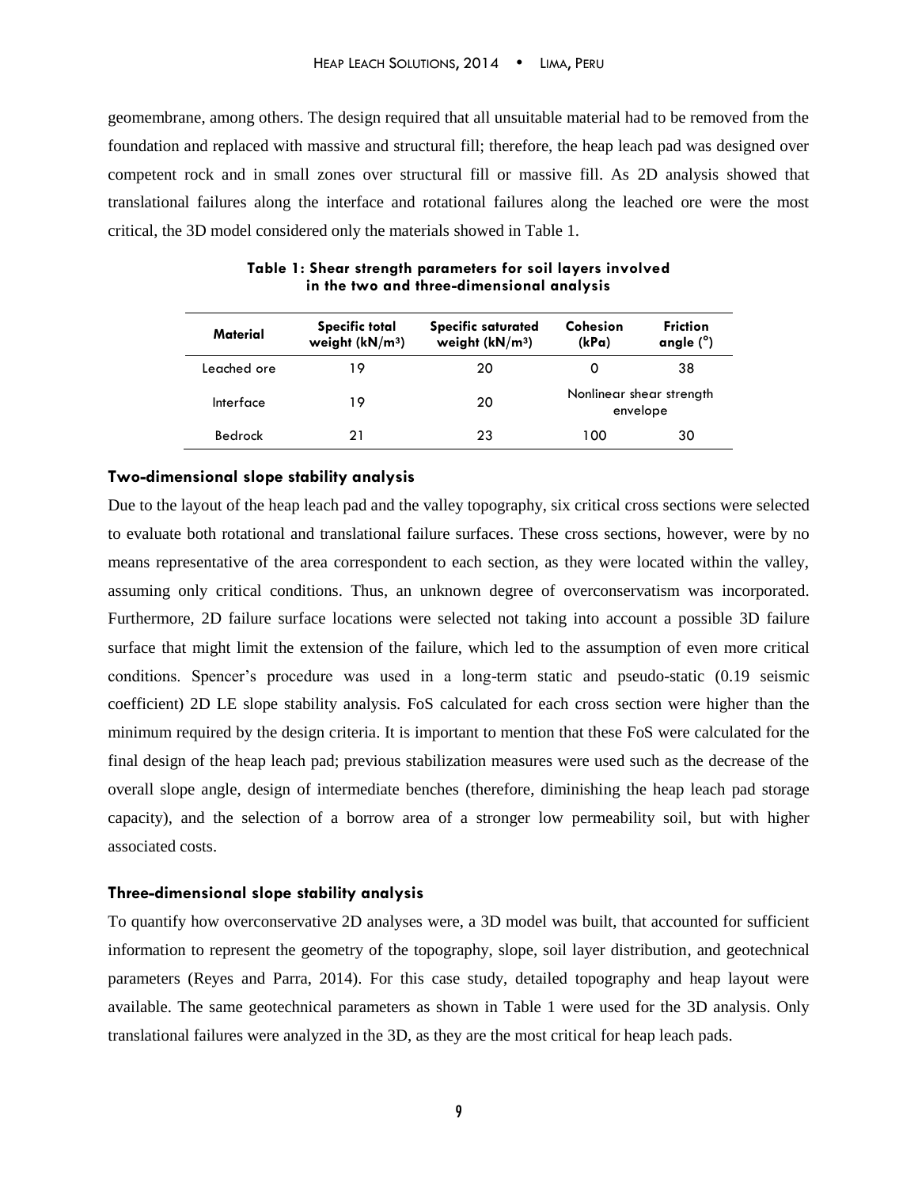geomembrane, among others. The design required that all unsuitable material had to be removed from the foundation and replaced with massive and structural fill; therefore, the heap leach pad was designed over competent rock and in small zones over structural fill or massive fill. As 2D analysis showed that translational failures along the interface and rotational failures along the leached ore were the most critical, the 3D model considered only the materials showed in Table 1.

**Table 1: Shear strength parameters for soil layers involved in the two and three-dimensional analysis**

| Material | Specific total weight (kN/m³) | Specific saturated weight (kN/m³) | Cohesion (kPa) | Friction angle (°) |
|---|---|---|---|---|
| Leached ore | 19 | 20 | 0 | 38 |
| Interface | 19 | 20 | Nonlinear shear strength envelope | |
| Bedrock | 21 | 23 | 100 | 30 |

### Two-dimensional slope stability analysis

Due to the layout of the heap leach pad and the valley topography, six critical cross sections were selected to evaluate both rotational and translational failure surfaces. These cross sections, however, were by no means representative of the area correspondent to each section, as they were located within the valley, assuming only critical conditions. Thus, an unknown degree of overconservatism was incorporated. Furthermore, 2D failure surface locations were selected not taking into account a possible 3D failure surface that might limit the extension of the failure, which led to the assumption of even more critical conditions. Spencer's procedure was used in a long-term static and pseudo-static (0.19 seismic coefficient) 2D LE slope stability analysis. FoS calculated for each cross section were higher than the minimum required by the design criteria. It is important to mention that these FoS were calculated for the final design of the heap leach pad; previous stabilization measures were used such as the decrease of the overall slope angle, design of intermediate benches (therefore, diminishing the heap leach pad storage capacity), and the selection of a borrow area of a stronger low permeability soil, but with higher associated costs.

### Three-dimensional slope stability analysis

To quantify how overconservative 2D analyses were, a 3D model was built, that accounted for sufficient information to represent the geometry of the topography, slope, soil layer distribution, and geotechnical parameters (Reyes and Parra, 2014). For this case study, detailed topography and heap layout were available. The same geotechnical parameters as shown in Table 1 were used for the 3D analysis. Only translational failures were analyzed in the 3D, as they are the most critical for heap leach pads.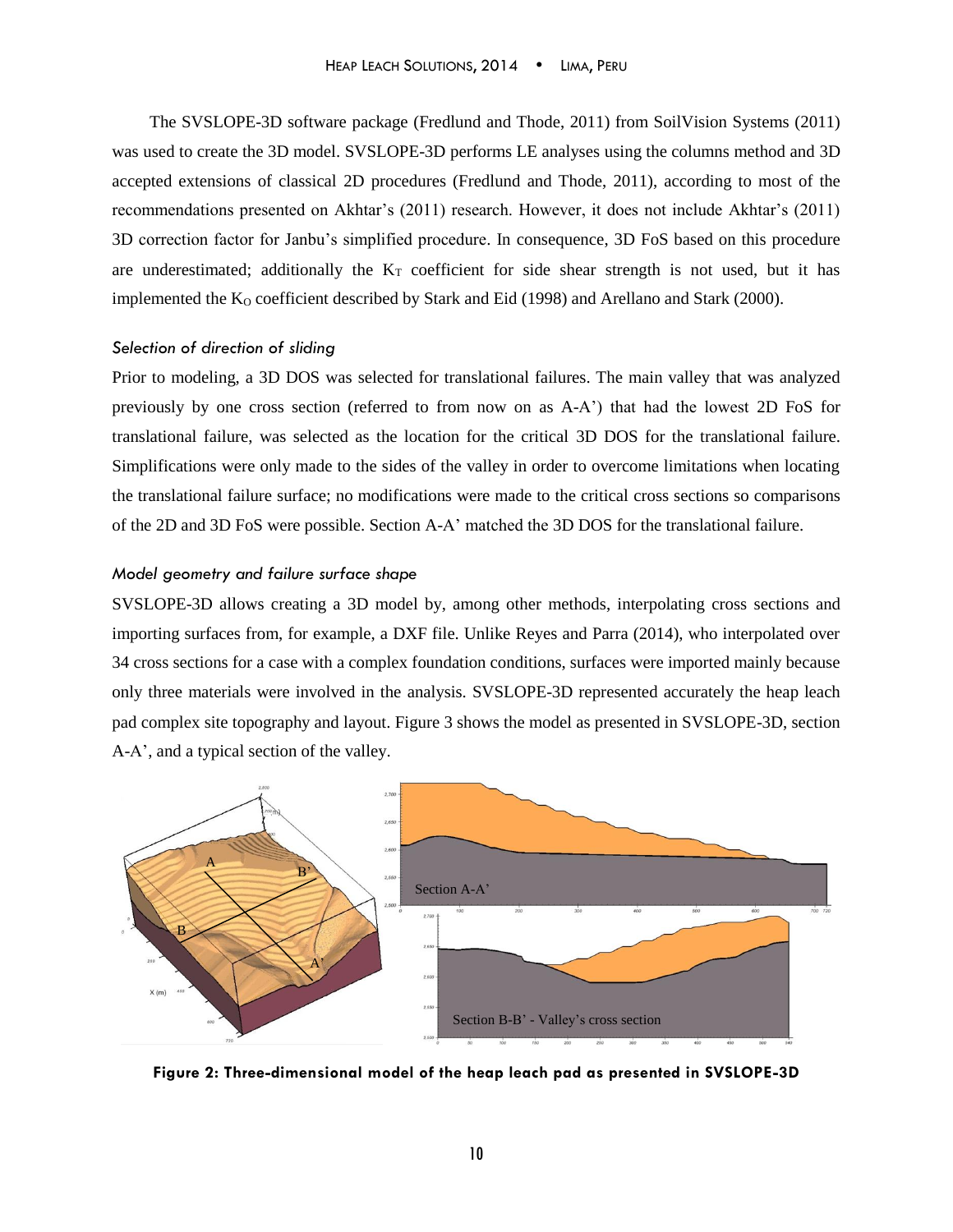The SVSLOPE-3D software package (Fredlund and Thode, 2011) from SoilVision Systems (2011) was used to create the 3D model. SVSLOPE-3D performs LE analyses using the columns method and 3D accepted extensions of classical 2D procedures (Fredlund and Thode, 2011), according to most of the recommendations presented on Akhtar's (2011) research. However, it does not include Akhtar's (2011) 3D correction factor for Janbu's simplified procedure. In consequence, 3D FoS based on this procedure are underestimated; additionally the $K_T$ coefficient for side shear strength is not used, but it has implemented the $K_O$ coefficient described by Stark and Eid (1998) and Arellano and Stark (2000).

### *Selection of direction of sliding*

Prior to modeling, a 3D DOS was selected for translational failures. The main valley that was analyzed previously by one cross section (referred to from now on as A-A') that had the lowest 2D FoS for translational failure, was selected as the location for the critical 3D DOS for the translational failure. Simplifications were only made to the sides of the valley in order to overcome limitations when locating the translational failure surface; no modifications were made to the critical cross sections so comparisons of the 2D and 3D FoS were possible. Section A-A' matched the 3D DOS for the translational failure.

### *Model geometry and failure surface shape*

SVSLOPE-3D allows creating a 3D model by, among other methods, interpolating cross sections and importing surfaces from, for example, a DXF file. Unlike Reyes and Parra (2014), who interpolated over 34 cross sections for a case with a complex foundation conditions, surfaces were imported mainly because only three materials were involved in the analysis. SVSLOPE-3D represented accurately the heap leach pad complex site topography and layout. Figure 3 shows the model as presented in SVSLOPE-3D, section A-A', and a typical section of the valley.

**Figure 2: Three-dimensional model of the heap leach pad as presented in SVSLOPE-3D**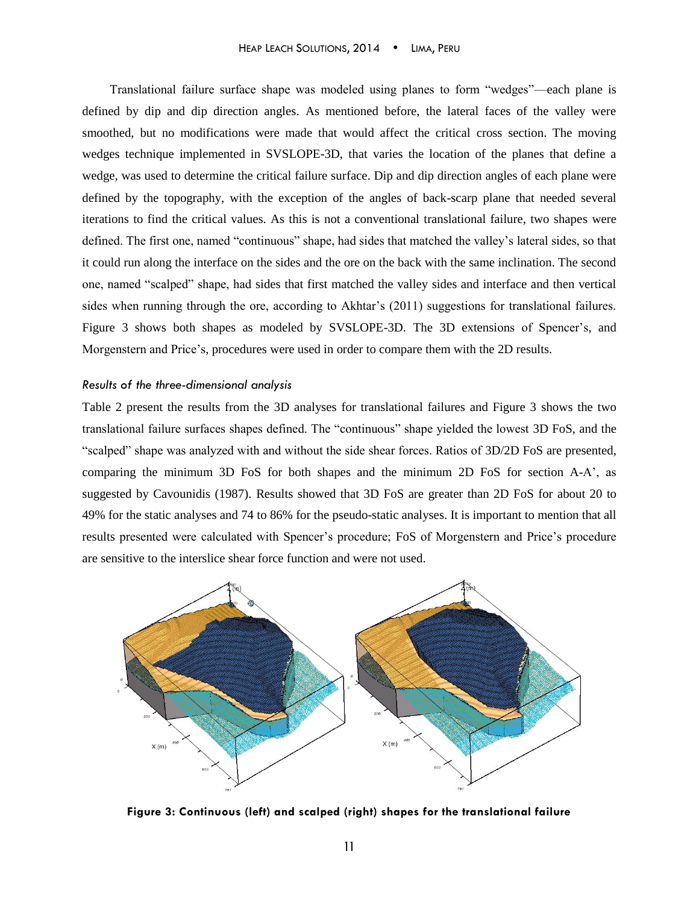Translational failure surface shape was modeled using planes to form "wedges"—each plane is defined by dip and dip direction angles. As mentioned before, the lateral faces of the valley were smoothed, but no modifications were made that would affect the critical cross section. The moving wedges technique implemented in SVSLOPE-3D, that varies the location of the planes that define a wedge, was used to determine the critical failure surface. Dip and dip direction angles of each plane were defined by the topography, with the exception of the angles of back-scarp plane that needed several iterations to find the critical values. As this is not a conventional translational failure, two shapes were defined. The first one, named "continuous" shape, had sides that matched the valley's lateral sides, so that it could run along the interface on the sides and the ore on the back with the same inclination. The second one, named "scalped" shape, had sides that first matched the valley sides and interface and then vertical sides when running through the ore, according to Akhtar's (2011) suggestions for translational failures. Figure 3 shows both shapes as modeled by SVSLOPE-3D. The 3D extensions of Spencer's, and Morgenstern and Price's, procedures were used in order to compare them with the 2D results.

*Results of the three-dimensional analysis*

Table 2 present the results from the 3D analyses for translational failures and Figure 3 shows the two translational failure surfaces shapes defined. The "continuous" shape yielded the lowest 3D FoS, and the "scalped" shape was analyzed with and without the side shear forces. Ratios of 3D/2D FoS are presented, comparing the minimum 3D FoS for both shapes and the minimum 2D FoS for section A-A', as suggested by Cavounidis (1987). Results showed that 3D FoS are greater than 2D FoS for about 20 to 49% for the static analyses and 74 to 86% for the pseudo-static analyses. It is important to mention that all results presented were calculated with Spencer's procedure; FoS of Morgenstern and Price's procedure are sensitive to the interslice shear force function and were not used.

**Figure 3: Continuous (left) and scalped (right) shapes for the translational failure**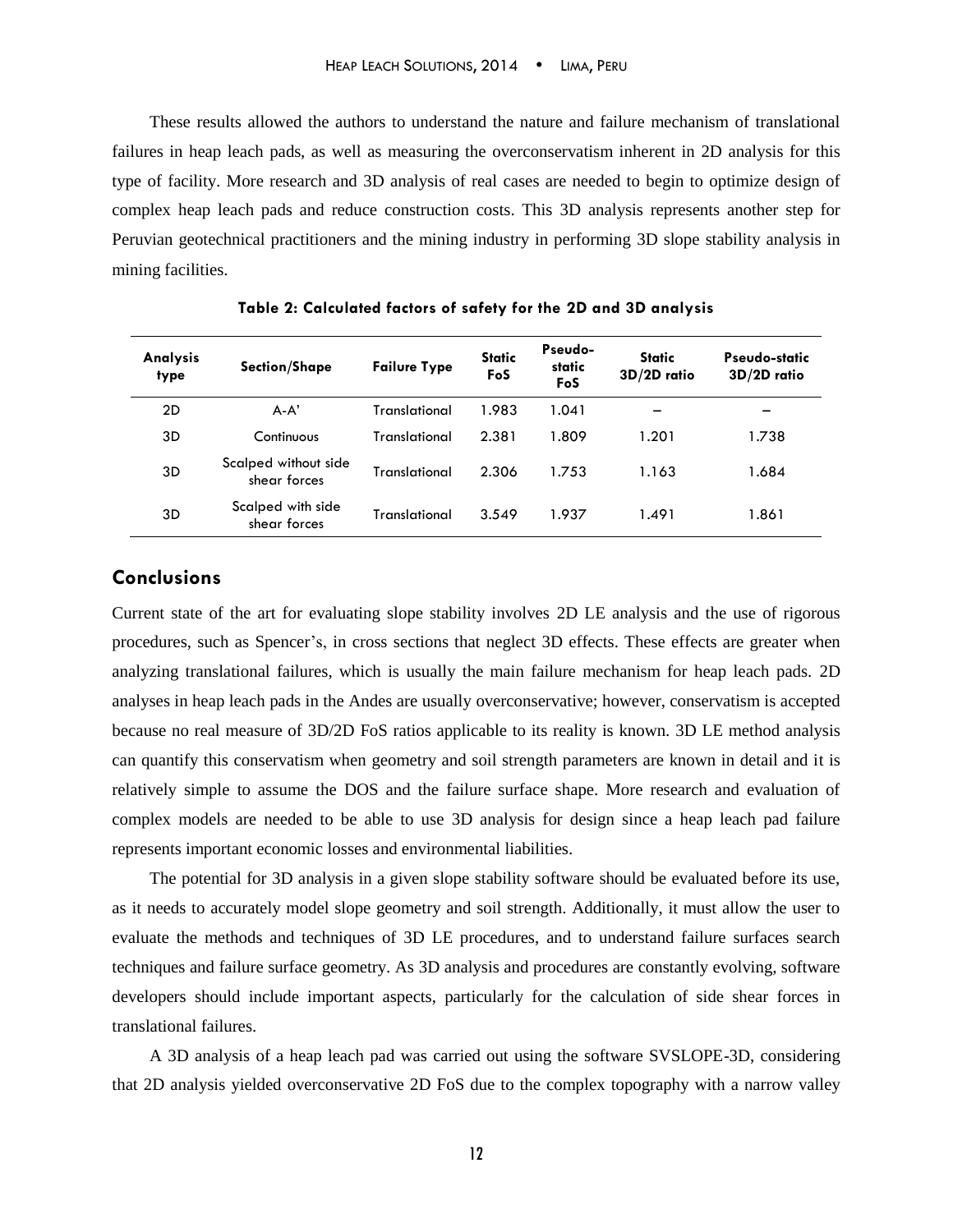These results allowed the authors to understand the nature and failure mechanism of translational failures in heap leach pads, as well as measuring the overconservatism inherent in 2D analysis for this type of facility. More research and 3D analysis of real cases are needed to begin to optimize design of complex heap leach pads and reduce construction costs. This 3D analysis represents another step for Peruvian geotechnical practitioners and the mining industry in performing 3D slope stability analysis in mining facilities.

**Table 2: Calculated factors of safety for the 2D and 3D analysis**

| Analysis type | Section/Shape | Failure Type | Static FoS | Pseudo-static FoS | Static 3D/2D ratio | Pseudo-static 3D/2D ratio |
|---|---|---|---|---|---|---|
| 2D | A-A' | Translational | 1.983 | 1.041 | – | – |
| 3D | Continuous | Translational | 2.381 | 1.809 | 1.201 | 1.738 |
| 3D | Scalped without side shear forces | Translational | 2.306 | 1.753 | 1.163 | 1.684 |
| 3D | Scalped with side shear forces | Translational | 3.549 | 1.937 | 1.491 | 1.861 |

## Conclusions

Current state of the art for evaluating slope stability involves 2D LE analysis and the use of rigorous procedures, such as Spencer's, in cross sections that neglect 3D effects. These effects are greater when analyzing translational failures, which is usually the main failure mechanism for heap leach pads. 2D analyses in heap leach pads in the Andes are usually overconservative; however, conservatism is accepted because no real measure of 3D/2D FoS ratios applicable to its reality is known. 3D LE method analysis can quantify this conservatism when geometry and soil strength parameters are known in detail and it is relatively simple to assume the DOS and the failure surface shape. More research and evaluation of complex models are needed to be able to use 3D analysis for design since a heap leach pad failure represents important economic losses and environmental liabilities.

The potential for 3D analysis in a given slope stability software should be evaluated before its use, as it needs to accurately model slope geometry and soil strength. Additionally, it must allow the user to evaluate the methods and techniques of 3D LE procedures, and to understand failure surfaces search techniques and failure surface geometry. As 3D analysis and procedures are constantly evolving, software developers should include important aspects, particularly for the calculation of side shear forces in translational failures.

A 3D analysis of a heap leach pad was carried out using the software SVSLOPE-3D, considering that 2D analysis yielded overconservative 2D FoS due to the complex topography with a narrow valley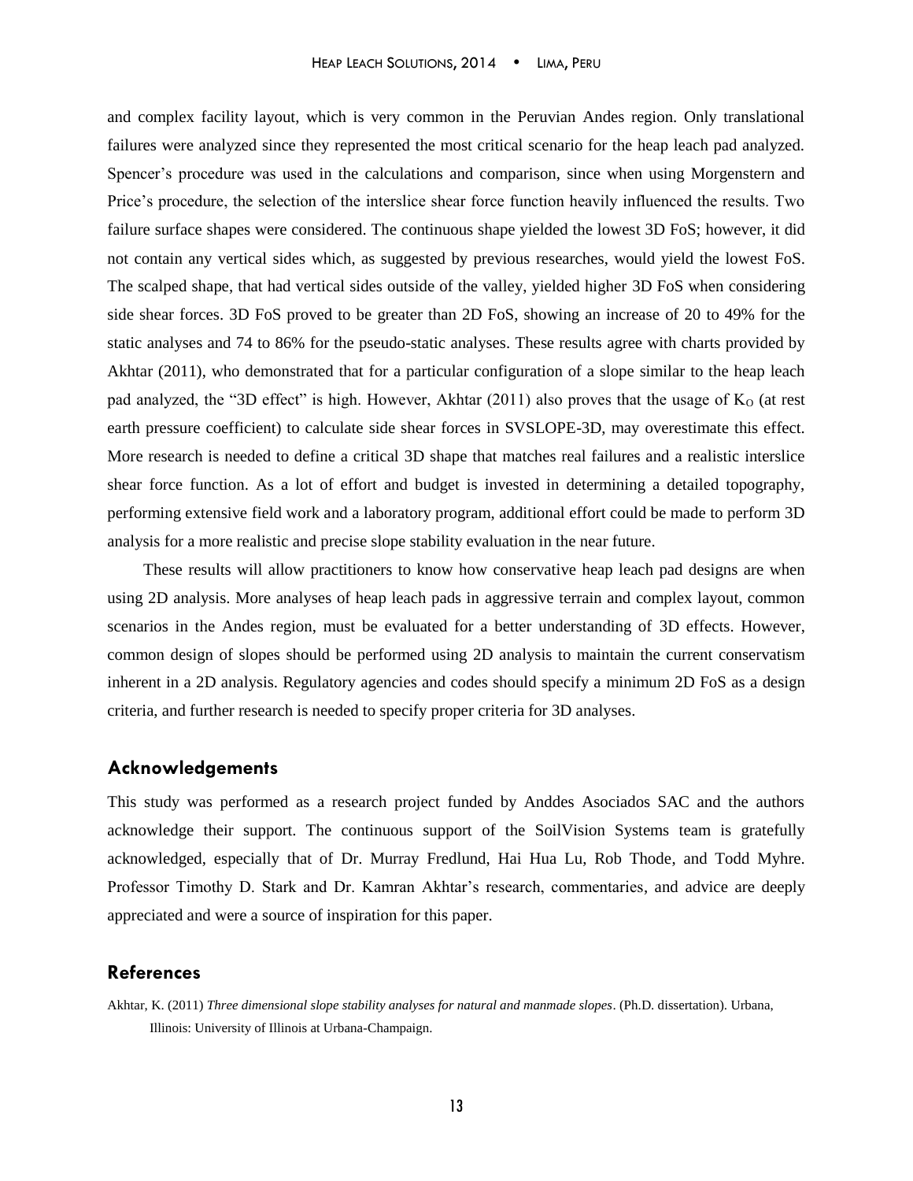and complex facility layout, which is very common in the Peruvian Andes region. Only translational failures were analyzed since they represented the most critical scenario for the heap leach pad analyzed. Spencer's procedure was used in the calculations and comparison, since when using Morgenstern and Price's procedure, the selection of the interslice shear force function heavily influenced the results. Two failure surface shapes were considered. The continuous shape yielded the lowest 3D FoS; however, it did not contain any vertical sides which, as suggested by previous researches, would yield the lowest FoS. The scalped shape, that had vertical sides outside of the valley, yielded higher 3D FoS when considering side shear forces. 3D FoS proved to be greater than 2D FoS, showing an increase of 20 to 49% for the static analyses and 74 to 86% for the pseudo-static analyses. These results agree with charts provided by Akhtar (2011), who demonstrated that for a particular configuration of a slope similar to the heap leach pad analyzed, the "3D effect" is high. However, Akhtar (2011) also proves that the usage of $K_O$ (at rest earth pressure coefficient) to calculate side shear forces in SVSLOPE-3D, may overestimate this effect. More research is needed to define a critical 3D shape that matches real failures and a realistic interslice shear force function. As a lot of effort and budget is invested in determining a detailed topography, performing extensive field work and a laboratory program, additional effort could be made to perform 3D analysis for a more realistic and precise slope stability evaluation in the near future.

These results will allow practitioners to know how conservative heap leach pad designs are when using 2D analysis. More analyses of heap leach pads in aggressive terrain and complex layout, common scenarios in the Andes region, must be evaluated for a better understanding of 3D effects. However, common design of slopes should be performed using 2D analysis to maintain the current conservatism inherent in a 2D analysis. Regulatory agencies and codes should specify a minimum 2D FoS as a design criteria, and further research is needed to specify proper criteria for 3D analyses.

## Acknowledgements

This study was performed as a research project funded by Anddes Asociados SAC and the authors acknowledge their support. The continuous support of the SoilVision Systems team is gratefully acknowledged, especially that of Dr. Murray Fredlund, Hai Hua Lu, Rob Thode, and Todd Myhre. Professor Timothy D. Stark and Dr. Kamran Akhtar's research, commentaries, and advice are deeply appreciated and were a source of inspiration for this paper.

## References

Akhtar, K. (2011) *Three dimensional slope stability analyses for natural and manmade slopes*. (Ph.D. dissertation). Urbana, Illinois: University of Illinois at Urbana-Champaign.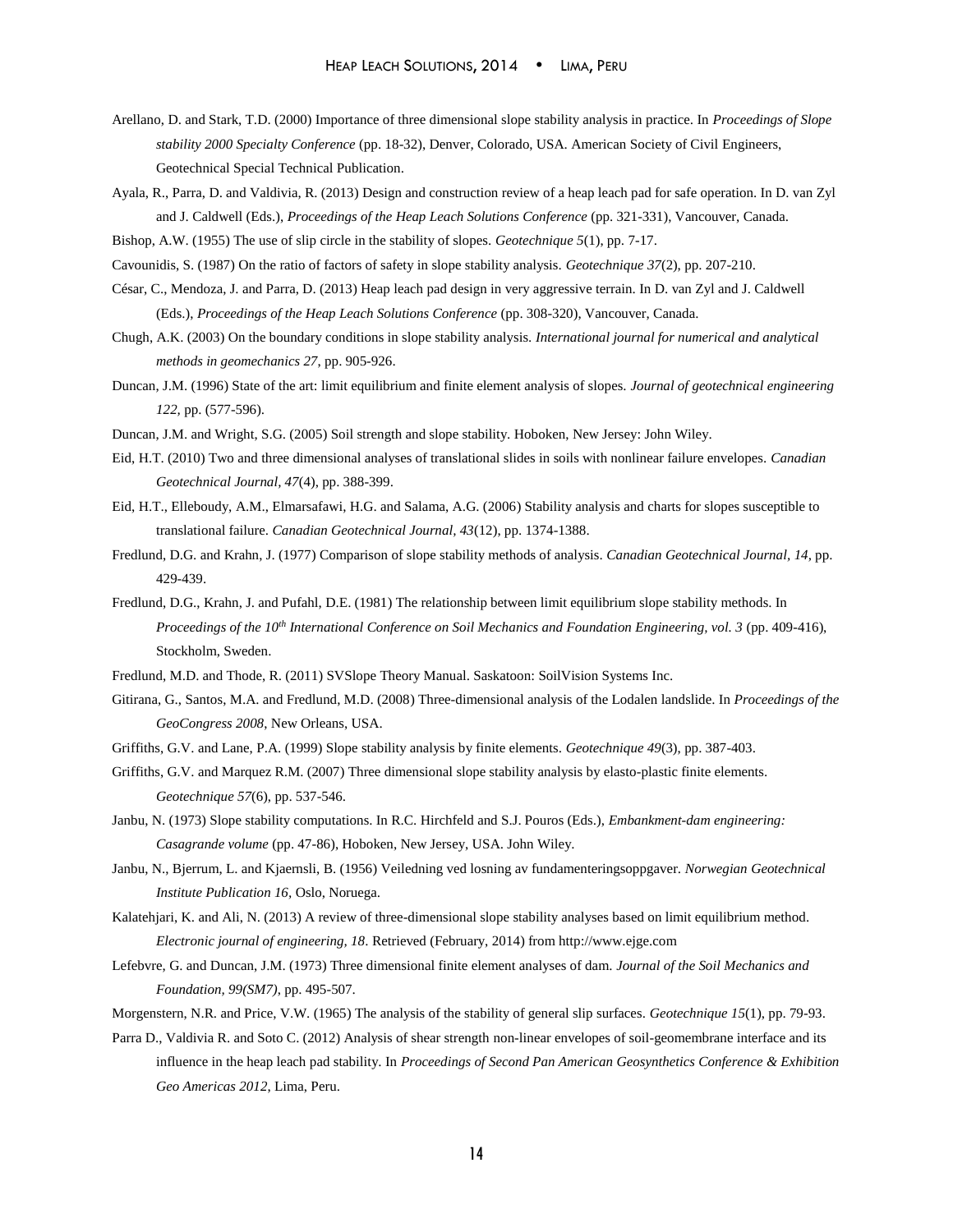Arellano, D. and Stark, T.D. (2000) Importance of three dimensional slope stability analysis in practice. In *Proceedings of Slope stability 2000 Specialty Conference* (pp. 18-32), Denver, Colorado, USA. American Society of Civil Engineers, Geotechnical Special Technical Publication.

Ayala, R., Parra, D. and Valdivia, R. (2013) Design and construction review of a heap leach pad for safe operation. In D. van Zyl and J. Caldwell (Eds.), *Proceedings of the Heap Leach Solutions Conference* (pp. 321-331), Vancouver, Canada.

Bishop, A.W. (1955) The use of slip circle in the stability of slopes. *Geotechnique 5*(1), pp. 7-17.

Cavounidis, S. (1987) On the ratio of factors of safety in slope stability analysis. *Geotechnique 37*(2), pp. 207-210.

César, C., Mendoza, J. and Parra, D. (2013) Heap leach pad design in very aggressive terrain. In D. van Zyl and J. Caldwell (Eds.), *Proceedings of the Heap Leach Solutions Conference* (pp. 308-320), Vancouver, Canada.

Chugh, A.K. (2003) On the boundary conditions in slope stability analysis. *International journal for numerical and analytical methods in geomechanics 27*, pp. 905-926.

Duncan, J.M. (1996) State of the art: limit equilibrium and finite element analysis of slopes. *Journal of geotechnical engineering 122*, pp. (577-596).

Duncan, J.M. and Wright, S.G. (2005) Soil strength and slope stability. Hoboken, New Jersey: John Wiley.

Eid, H.T. (2010) Two and three dimensional analyses of translational slides in soils with nonlinear failure envelopes. *Canadian Geotechnical Journal, 47*(4), pp. 388-399.

Eid, H.T., Elleboudy, A.M., Elmarsafawi, H.G. and Salama, A.G. (2006) Stability analysis and charts for slopes susceptible to translational failure. *Canadian Geotechnical Journal, 43*(12), pp. 1374-1388.

Fredlund, D.G. and Krahn, J. (1977) Comparison of slope stability methods of analysis. *Canadian Geotechnical Journal, 14*, pp. 429-439.

Fredlund, D.G., Krahn, J. and Pufahl, D.E. (1981) The relationship between limit equilibrium slope stability methods. In *Proceedings of the 10th International Conference on Soil Mechanics and Foundation Engineering, vol. 3* (pp. 409-416), Stockholm, Sweden.

Fredlund, M.D. and Thode, R. (2011) SVSlope Theory Manual. Saskatoon: SoilVision Systems Inc.

Gitirana, G., Santos, M.A. and Fredlund, M.D. (2008) Three-dimensional analysis of the Lodalen landslide. In *Proceedings of the GeoCongress 2008*, New Orleans, USA.

Griffiths, G.V. and Lane, P.A. (1999) Slope stability analysis by finite elements. *Geotechnique 49*(3), pp. 387-403.

Griffiths, G.V. and Marquez R.M. (2007) Three dimensional slope stability analysis by elasto-plastic finite elements. *Geotechnique 57*(6), pp. 537-546.

Janbu, N. (1973) Slope stability computations. In R.C. Hirchfeld and S.J. Pouros (Eds.), *Embankment-dam engineering: Casagrande volume* (pp. 47-86), Hoboken, New Jersey, USA. John Wiley.

Janbu, N., Bjerrum, L. and Kjaernsli, B. (1956) Veiledning ved losning av fundamenteringsoppgaver. *Norwegian Geotechnical Institute Publication 16*, Oslo, Noruega.

Kalatehjari, K. and Ali, N. (2013) A review of three-dimensional slope stability analyses based on limit equilibrium method. *Electronic journal of engineering, 18*. Retrieved (February, 2014) from http://www.ejge.com

Lefebvre, G. and Duncan, J.M. (1973) Three dimensional finite element analyses of dam. *Journal of the Soil Mechanics and Foundation, 99(SM7)*, pp. 495-507.

Morgenstern, N.R. and Price, V.W. (1965) The analysis of the stability of general slip surfaces. *Geotechnique 15*(1), pp. 79-93.

Parra D., Valdivia R. and Soto C. (2012) Analysis of shear strength non-linear envelopes of soil-geomembrane interface and its influence in the heap leach pad stability. In *Proceedings of Second Pan American Geosynthetics Conference & Exhibition Geo Americas 2012*, Lima, Peru.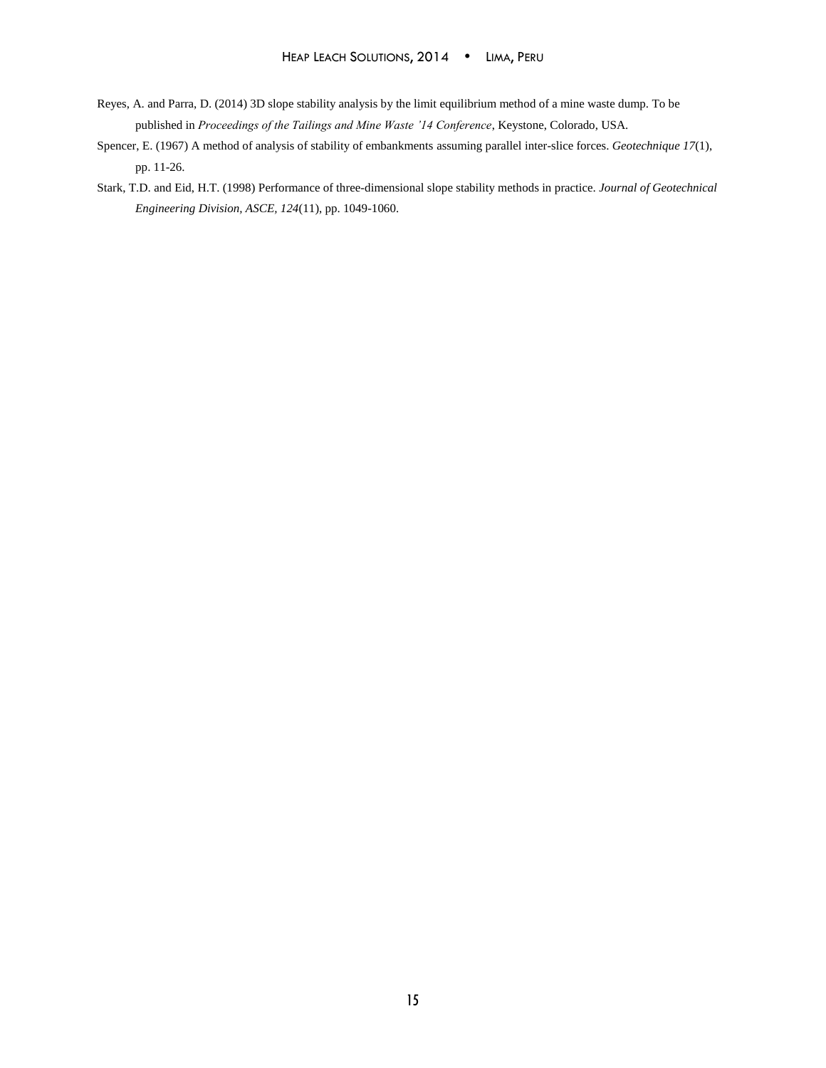Reyes, A. and Parra, D. (2014) 3D slope stability analysis by the limit equilibrium method of a mine waste dump. To be published in *Proceedings of the Tailings and Mine Waste '14 Conference*, Keystone, Colorado, USA.

Spencer, E. (1967) A method of analysis of stability of embankments assuming parallel inter-slice forces. *Geotechnique 17*(1), pp. 11-26.

Stark, T.D. and Eid, H.T. (1998) Performance of three-dimensional slope stability methods in practice. *Journal of Geotechnical Engineering Division, ASCE, 124*(11), pp. 1049-1060.